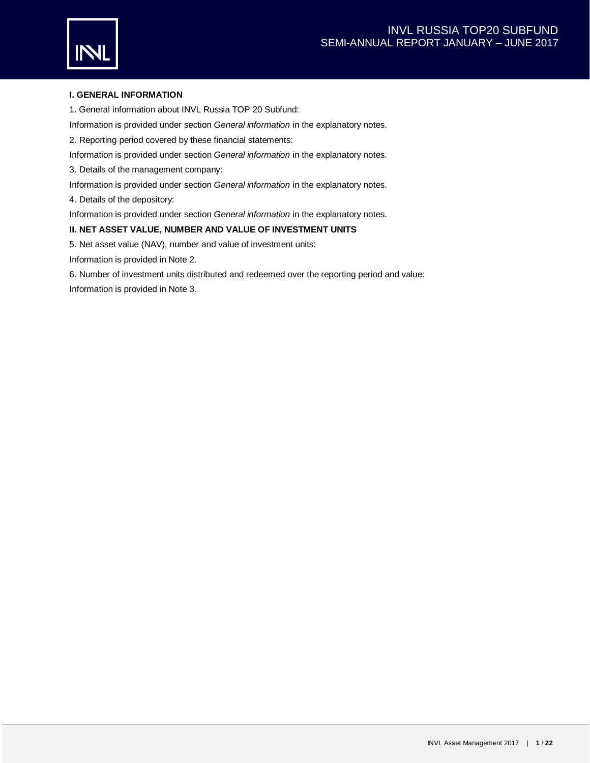# INVL RUSSIA TOP20 SUBFUND
## SEMI-ANNUAL REPORT JANUARY – JUNE 2017

**I. GENERAL INFORMATION**

1. General information about INVL Russia TOP 20 Subfund:

Information is provided under section *General information* in the explanatory notes.

2. Reporting period covered by these financial statements:

Information is provided under section *General information* in the explanatory notes.

3. Details of the management company:

Information is provided under section *General information* in the explanatory notes.

4. Details of the depository:

Information is provided under section *General information* in the explanatory notes.

**II. NET ASSET VALUE, NUMBER AND VALUE OF INVESTMENT UNITS**

5. Net asset value (NAV), number and value of investment units:

Information is provided in Note 2.

6. Number of investment units distributed and redeemed over the reporting period and value:

Information is provided in Note 3.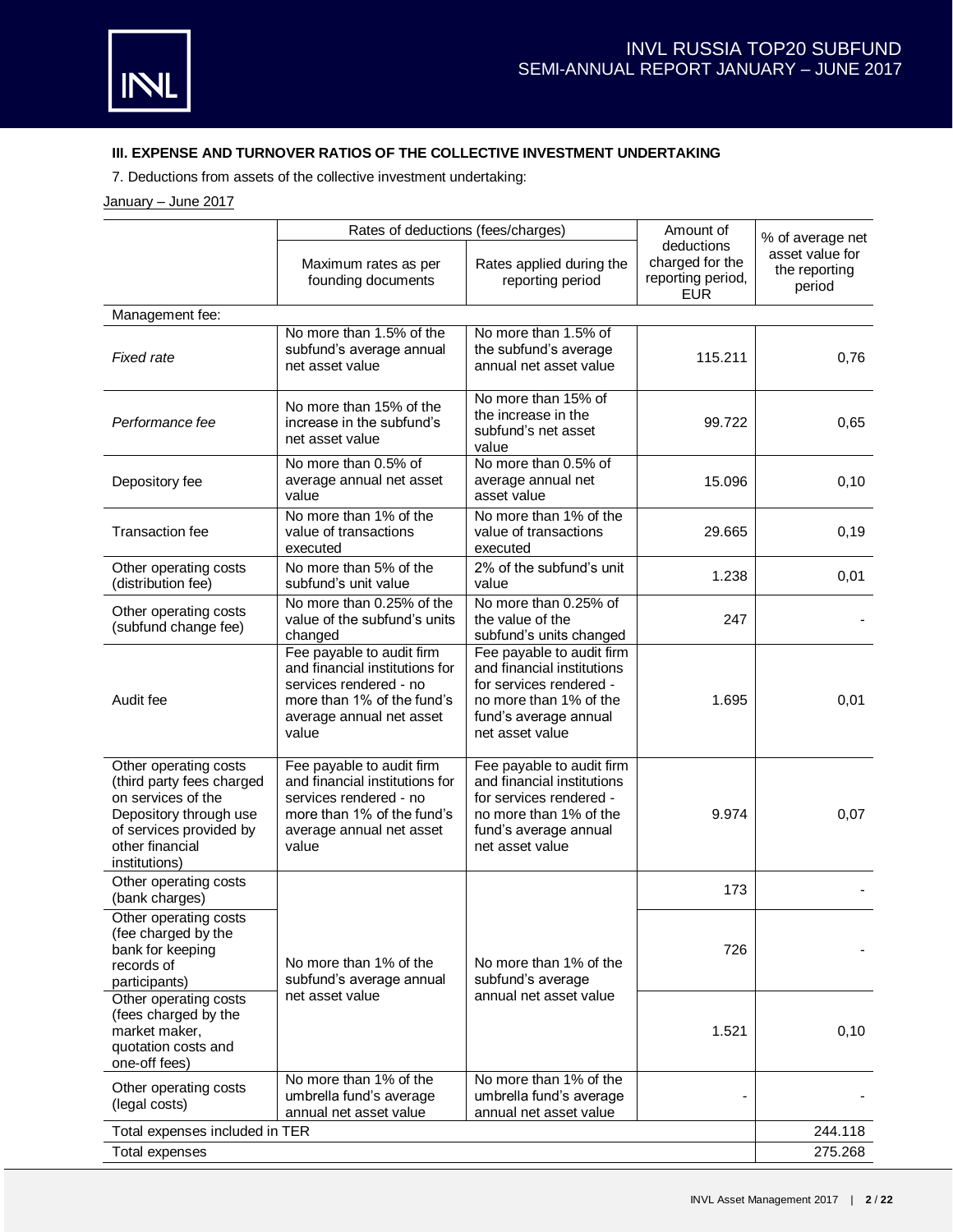### III. EXPENSE AND TURNOVER RATIOS OF THE COLLECTIVE INVESTMENT UNDERTAKING

7. Deductions from assets of the collective investment undertaking:

January – June 2017

| | Rates of deductions (fees/charges) | | Amount of deductions charged for the reporting period, EUR | % of average net asset value for the reporting period |
|---|---|---|---|---|
| | Maximum rates as per founding documents | Rates applied during the reporting period | | |
| Management fee: | | | | |
| *Fixed rate* | No more than 1.5% of the subfund's average annual net asset value | No more than 1.5% of the subfund's average annual net asset value | 115.211 | 0,76 |
| *Performance fee* | No more than 15% of the increase in the subfund's net asset value | No more than 15% of the increase in the subfund's net asset value | 99.722 | 0,65 |
| Depository fee | No more than 0.5% of average annual net asset value | No more than 0.5% of average annual net asset value | 15.096 | 0,10 |
| Transaction fee | No more than 1% of the value of transactions executed | No more than 1% of the value of transactions executed | 29.665 | 0,19 |
| Other operating costs (distribution fee) | No more than 5% of the subfund's unit value | 2% of the subfund's unit value | 1.238 | 0,01 |
| Other operating costs (subfund change fee) | No more than 0.25% of the value of the subfund's units changed | No more than 0.25% of the value of the subfund's units changed | 247 | - |
| Audit fee | Fee payable to audit firm and financial institutions for services rendered - no more than 1% of the fund's average annual net asset value | Fee payable to audit firm and financial institutions for services rendered - no more than 1% of the fund's average annual net asset value | 1.695 | 0,01 |
| Other operating costs (third party fees charged on services of the Depository through use of services provided by other financial institutions) | Fee payable to audit firm and financial institutions for services rendered - no more than 1% of the fund's average annual net asset value | Fee payable to audit firm and financial institutions for services rendered - no more than 1% of the fund's average annual net asset value | 9.974 | 0,07 |
| Other operating costs (bank charges) | No more than 1% of the subfund's average annual net asset value | No more than 1% of the subfund's average annual net asset value | 173 | - |
| Other operating costs (fee charged by the bank for keeping records of participants) | | | 726 | - |
| Other operating costs (fees charged by the market maker, quotation costs and one-off fees) | | | 1.521 | 0,10 |
| Other operating costs (legal costs) | No more than 1% of the umbrella fund's average annual net asset value | No more than 1% of the umbrella fund's average annual net asset value | - | - |
| Total expenses included in TER | | | | 244.118 |
| Total expenses | | | | 275.268 |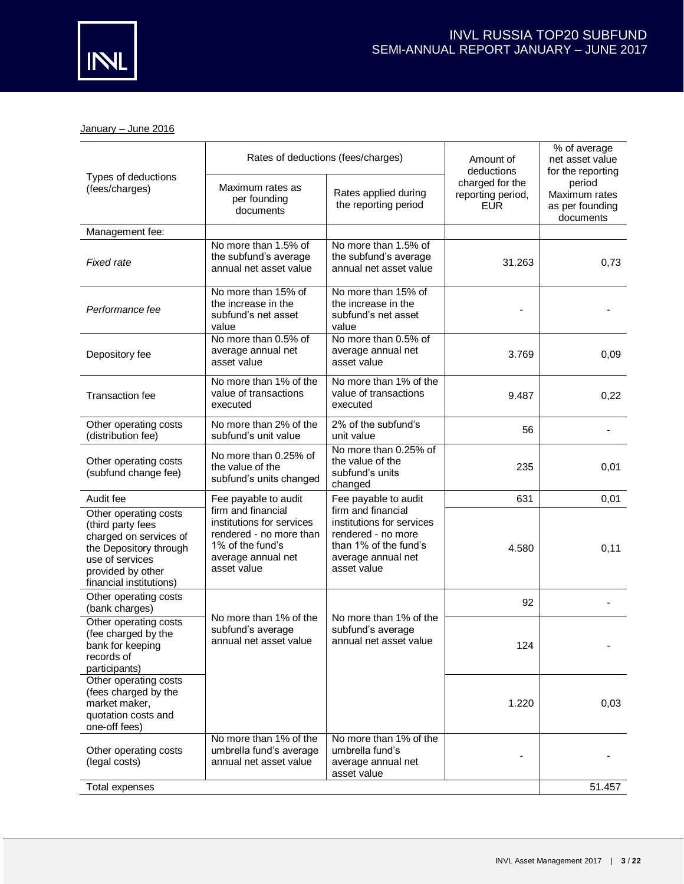January – June 2016

| Types of deductions (fees/charges) | Rates of deductions (fees/charges) | | Amount of deductions charged for the reporting period, EUR | % of average net asset value for the reporting period Maximum rates as per founding documents |
|---|---|---|---|---|
| | Maximum rates as per founding documents | Rates applied during the reporting period | | |
| Management fee: | | | | |
| *Fixed rate* | No more than 1.5% of the subfund's average annual net asset value | No more than 1.5% of the subfund's average annual net asset value | 31.263 | 0,73 |
| *Performance fee* | No more than 15% of the increase in the subfund's net asset value | No more than 15% of the increase in the subfund's net asset value | - | - |
| Depository fee | No more than 0.5% of average annual net asset value | No more than 0.5% of average annual net asset value | 3.769 | 0,09 |
| Transaction fee | No more than 1% of the value of transactions executed | No more than 1% of the value of transactions executed | 9.487 | 0,22 |
| Other operating costs (distribution fee) | No more than 2% of the subfund's unit value | 2% of the subfund's unit value | 56 | - |
| Other operating costs (subfund change fee) | No more than 0.25% of the value of the subfund's units changed | No more than 0.25% of the value of the subfund's units changed | 235 | 0,01 |
| Audit fee | Fee payable to audit firm and financial institutions for services rendered - no more than 1% of the fund's average annual net asset value | Fee payable to audit firm and financial institutions for services rendered - no more than 1% of the fund's average annual net asset value | 631 | 0,01 |
| Other operating costs (third party fees charged on services of the Depository through use of services provided by other financial institutions) | | | 4.580 | 0,11 |
| Other operating costs (bank charges) | No more than 1% of the subfund's average annual net asset value | No more than 1% of the subfund's average annual net asset value | 92 | - |
| Other operating costs (fee charged by the bank for keeping records of participants) | | | 124 | - |
| Other operating costs (fees charged by the market maker, quotation costs and one-off fees) | | | 1.220 | 0,03 |
| Other operating costs (legal costs) | No more than 1% of the umbrella fund's average annual net asset value | No more than 1% of the umbrella fund's average annual net asset value | - | - |
| Total expenses | | | | 51.457 |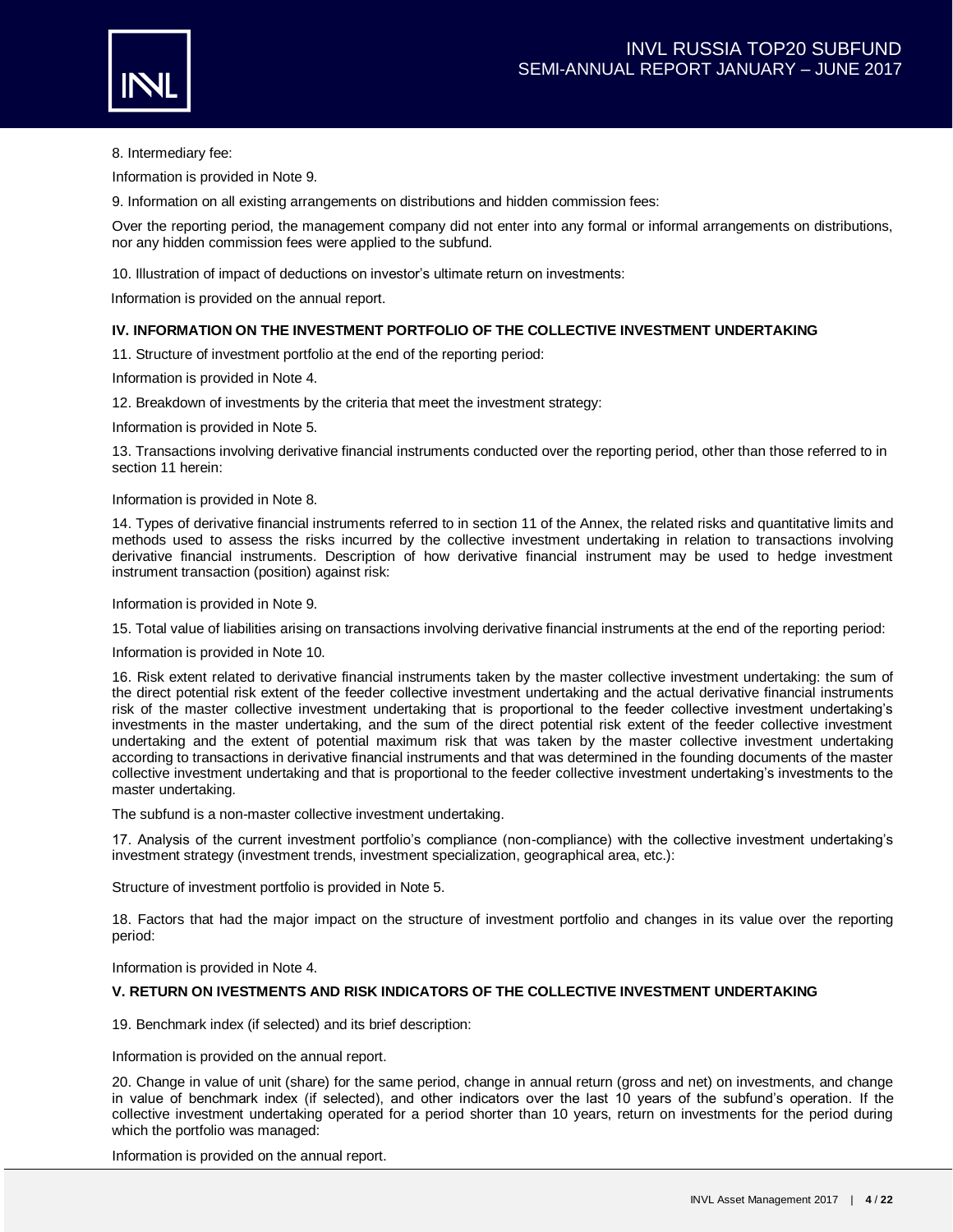8. Intermediary fee:

Information is provided in Note 9.

9. Information on all existing arrangements on distributions and hidden commission fees:

Over the reporting period, the management company did not enter into any formal or informal arrangements on distributions, nor any hidden commission fees were applied to the subfund.

10. Illustration of impact of deductions on investor's ultimate return on investments:

Information is provided on the annual report.

### IV. INFORMATION ON THE INVESTMENT PORTFOLIO OF THE COLLECTIVE INVESTMENT UNDERTAKING

11. Structure of investment portfolio at the end of the reporting period:

Information is provided in Note 4.

12. Breakdown of investments by the criteria that meet the investment strategy:

Information is provided in Note 5.

13. Transactions involving derivative financial instruments conducted over the reporting period, other than those referred to in section 11 herein:

Information is provided in Note 8.

14. Types of derivative financial instruments referred to in section 11 of the Annex, the related risks and quantitative limits and methods used to assess the risks incurred by the collective investment undertaking in relation to transactions involving derivative financial instruments. Description of how derivative financial instrument may be used to hedge investment instrument transaction (position) against risk:

Information is provided in Note 9.

15. Total value of liabilities arising on transactions involving derivative financial instruments at the end of the reporting period:

Information is provided in Note 10.

16. Risk extent related to derivative financial instruments taken by the master collective investment undertaking: the sum of the direct potential risk extent of the feeder collective investment undertaking and the actual derivative financial instruments risk of the master collective investment undertaking that is proportional to the feeder collective investment undertaking's investments in the master undertaking, and the sum of the direct potential risk extent of the feeder collective investment undertaking and the extent of potential maximum risk that was taken by the master collective investment undertaking according to transactions in derivative financial instruments and that was determined in the founding documents of the master collective investment undertaking and that is proportional to the feeder collective investment undertaking's investments to the master undertaking.

The subfund is a non-master collective investment undertaking.

17. Analysis of the current investment portfolio's compliance (non-compliance) with the collective investment undertaking's investment strategy (investment trends, investment specialization, geographical area, etc.):

Structure of investment portfolio is provided in Note 5.

18. Factors that had the major impact on the structure of investment portfolio and changes in its value over the reporting period:

Information is provided in Note 4.

### V. RETURN ON IVESTMENTS AND RISK INDICATORS OF THE COLLECTIVE INVESTMENT UNDERTAKING

19. Benchmark index (if selected) and its brief description:

Information is provided on the annual report.

20. Change in value of unit (share) for the same period, change in annual return (gross and net) on investments, and change in value of benchmark index (if selected), and other indicators over the last 10 years of the subfund's operation. If the collective investment undertaking operated for a period shorter than 10 years, return on investments for the period during which the portfolio was managed:

Information is provided on the annual report.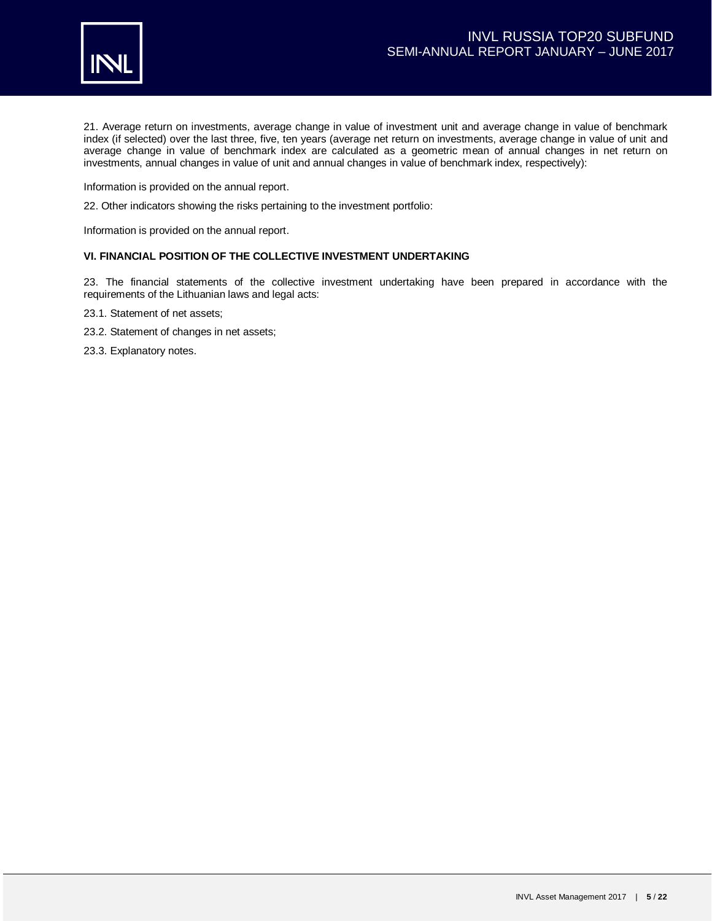21. Average return on investments, average change in value of investment unit and average change in value of benchmark index (if selected) over the last three, five, ten years (average net return on investments, average change in value of unit and average change in value of benchmark index are calculated as a geometric mean of annual changes in net return on investments, annual changes in value of unit and annual changes in value of benchmark index, respectively):

Information is provided on the annual report.

22. Other indicators showing the risks pertaining to the investment portfolio:

Information is provided on the annual report.

**VI. FINANCIAL POSITION OF THE COLLECTIVE INVESTMENT UNDERTAKING**

23. The financial statements of the collective investment undertaking have been prepared in accordance with the requirements of the Lithuanian laws and legal acts:

23.1. Statement of net assets;

23.2. Statement of changes in net assets;

23.3. Explanatory notes.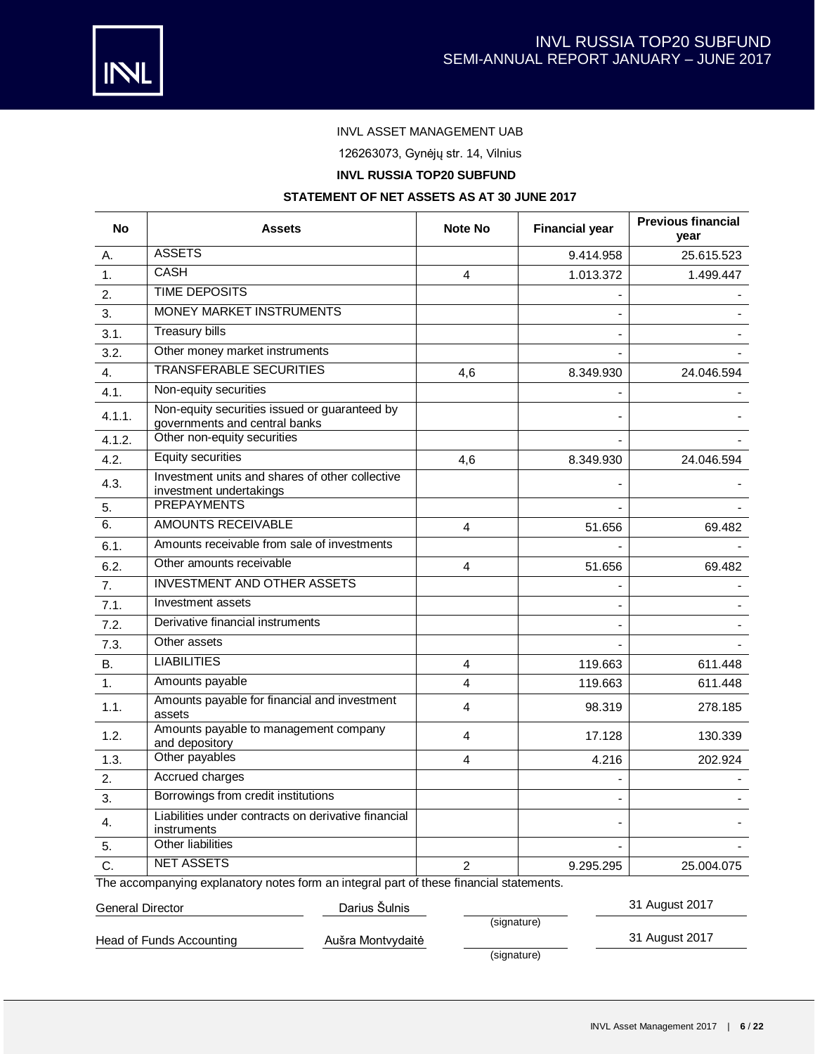INVL ASSET MANAGEMENT UAB

126263073, Gynėjų str. 14, Vilnius

**INVL RUSSIA TOP20 SUBFUND**

**STATEMENT OF NET ASSETS AS AT 30 JUNE 2017**

| No | Assets | Note No | Financial year | Previous financial year |
|---|---|---|---|---|
| A. | ASSETS | | 9.414.958 | 25.615.523 |
| 1. | CASH | 4 | 1.013.372 | 1.499.447 |
| 2. | TIME DEPOSITS | | - | - |
| 3. | MONEY MARKET INSTRUMENTS | | - | - |
| 3.1. | Treasury bills | | - | - |
| 3.2. | Other money market instruments | | - | - |
| 4. | TRANSFERABLE SECURITIES | 4,6 | 8.349.930 | 24.046.594 |
| 4.1. | Non-equity securities | | - | - |
| 4.1.1. | Non-equity securities issued or guaranteed by governments and central banks | | - | - |
| 4.1.2. | Other non-equity securities | | - | - |
| 4.2. | Equity securities | 4,6 | 8.349.930 | 24.046.594 |
| 4.3. | Investment units and shares of other collective investment undertakings | | - | - |
| 5. | PREPAYMENTS | | - | - |
| 6. | AMOUNTS RECEIVABLE | 4 | 51.656 | 69.482 |
| 6.1. | Amounts receivable from sale of investments | | - | - |
| 6.2. | Other amounts receivable | 4 | 51.656 | 69.482 |
| 7. | INVESTMENT AND OTHER ASSETS | | - | - |
| 7.1. | Investment assets | | - | - |
| 7.2. | Derivative financial instruments | | - | - |
| 7.3. | Other assets | | - | - |
| B. | LIABILITIES | 4 | 119.663 | 611.448 |
| 1. | Amounts payable | 4 | 119.663 | 611.448 |
| 1.1. | Amounts payable for financial and investment assets | 4 | 98.319 | 278.185 |
| 1.2. | Amounts payable to management company and depository | 4 | 17.128 | 130.339 |
| 1.3. | Other payables | 4 | 4.216 | 202.924 |
| 2. | Accrued charges | | - | - |
| 3. | Borrowings from credit institutions | | - | - |
| 4. | Liabilities under contracts on derivative financial instruments | | - | - |
| 5. | Other liabilities | | - | - |
| C. | NET ASSETS | 2 | 9.295.295 | 25.004.075 |

The accompanying explanatory notes form an integral part of these financial statements.

| | | | |
|---|---|---|---|
| General Director | Darius Šulnis | (signature) | 31 August 2017 |
| Head of Funds Accounting | Aušra Montvydaitė | (signature) | 31 August 2017 |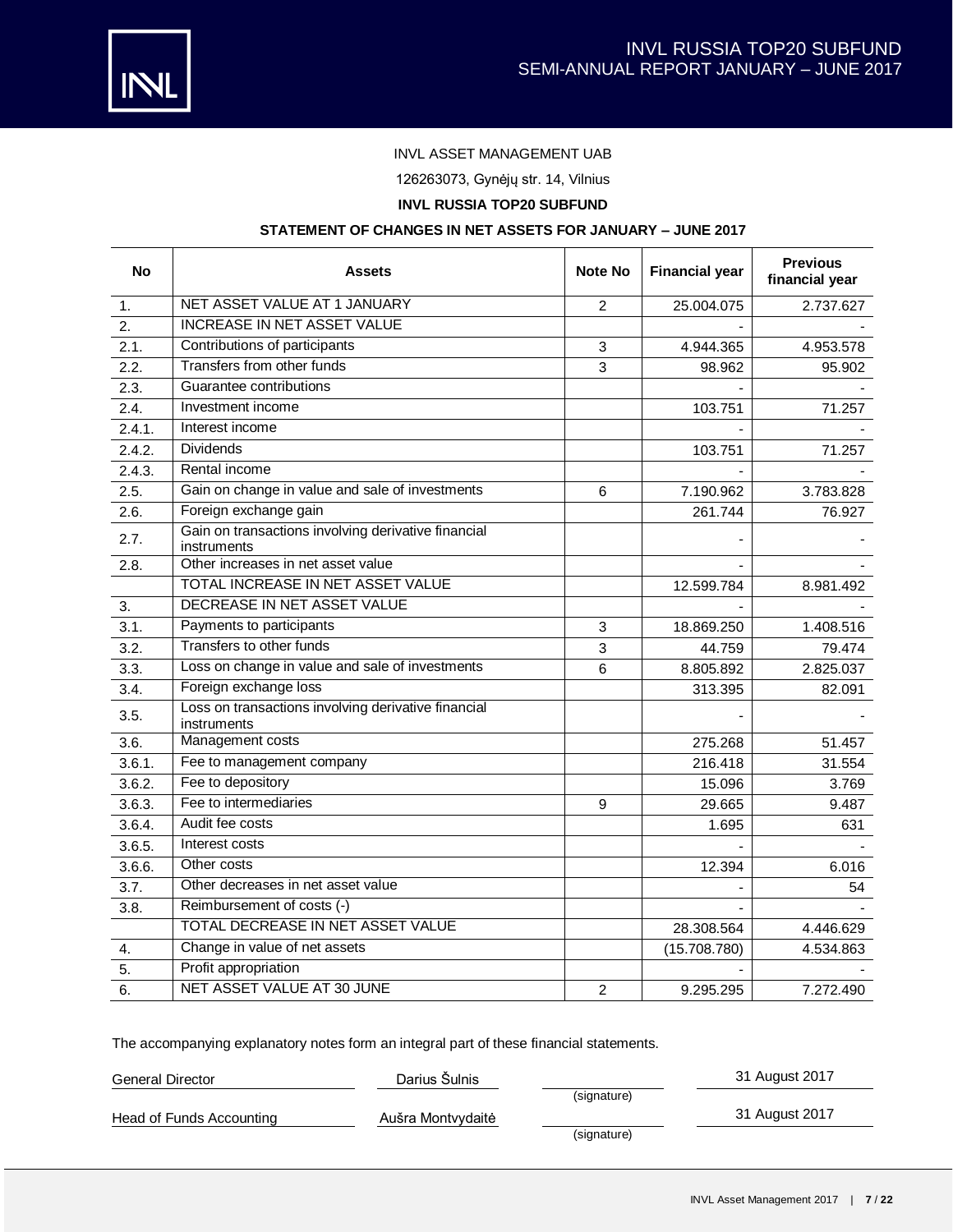INVL ASSET MANAGEMENT UAB

126263073, Gynėjų str. 14, Vilnius

**INVL RUSSIA TOP20 SUBFUND**

**STATEMENT OF CHANGES IN NET ASSETS FOR JANUARY – JUNE 2017**

| No | Assets | Note No | Financial year | Previous financial year |
|---|---|---|---|---|
| 1. | NET ASSET VALUE AT 1 JANUARY | 2 | 25.004.075 | 2.737.627 |
| 2. | INCREASE IN NET ASSET VALUE | | - | - |
| 2.1. | Contributions of participants | 3 | 4.944.365 | 4.953.578 |
| 2.2. | Transfers from other funds | 3 | 98.962 | 95.902 |
| 2.3. | Guarantee contributions | | - | - |
| 2.4. | Investment income | | 103.751 | 71.257 |
| 2.4.1. | Interest income | | - | - |
| 2.4.2. | Dividends | | 103.751 | 71.257 |
| 2.4.3. | Rental income | | - | - |
| 2.5. | Gain on change in value and sale of investments | 6 | 7.190.962 | 3.783.828 |
| 2.6. | Foreign exchange gain | | 261.744 | 76.927 |
| 2.7. | Gain on transactions involving derivative financial instruments | | - | - |
| 2.8. | Other increases in net asset value | | - | - |
| | TOTAL INCREASE IN NET ASSET VALUE | | 12.599.784 | 8.981.492 |
| 3. | DECREASE IN NET ASSET VALUE | | - | - |
| 3.1. | Payments to participants | 3 | 18.869.250 | 1.408.516 |
| 3.2. | Transfers to other funds | 3 | 44.759 | 79.474 |
| 3.3. | Loss on change in value and sale of investments | 6 | 8.805.892 | 2.825.037 |
| 3.4. | Foreign exchange loss | | 313.395 | 82.091 |
| 3.5. | Loss on transactions involving derivative financial instruments | | - | - |
| 3.6. | Management costs | | 275.268 | 51.457 |
| 3.6.1. | Fee to management company | | 216.418 | 31.554 |
| 3.6.2. | Fee to depository | | 15.096 | 3.769 |
| 3.6.3. | Fee to intermediaries | 9 | 29.665 | 9.487 |
| 3.6.4. | Audit fee costs | | 1.695 | 631 |
| 3.6.5. | Interest costs | | - | - |
| 3.6.6. | Other costs | | 12.394 | 6.016 |
| 3.7. | Other decreases in net asset value | | - | 54 |
| 3.8. | Reimbursement of costs (-) | | - | - |
| | TOTAL DECREASE IN NET ASSET VALUE | | 28.308.564 | 4.446.629 |
| 4. | Change in value of net assets | | (15.708.780) | 4.534.863 |
| 5. | Profit appropriation | | - | - |
| 6. | NET ASSET VALUE AT 30 JUNE | 2 | 9.295.295 | 7.272.490 |

The accompanying explanatory notes form an integral part of these financial statements.

| | | | |
|---|---|---|---|
| General Director | Darius Šulnis | (signature) | 31 August 2017 |
| Head of Funds Accounting | Aušra Montvydaitė | (signature) | 31 August 2017 |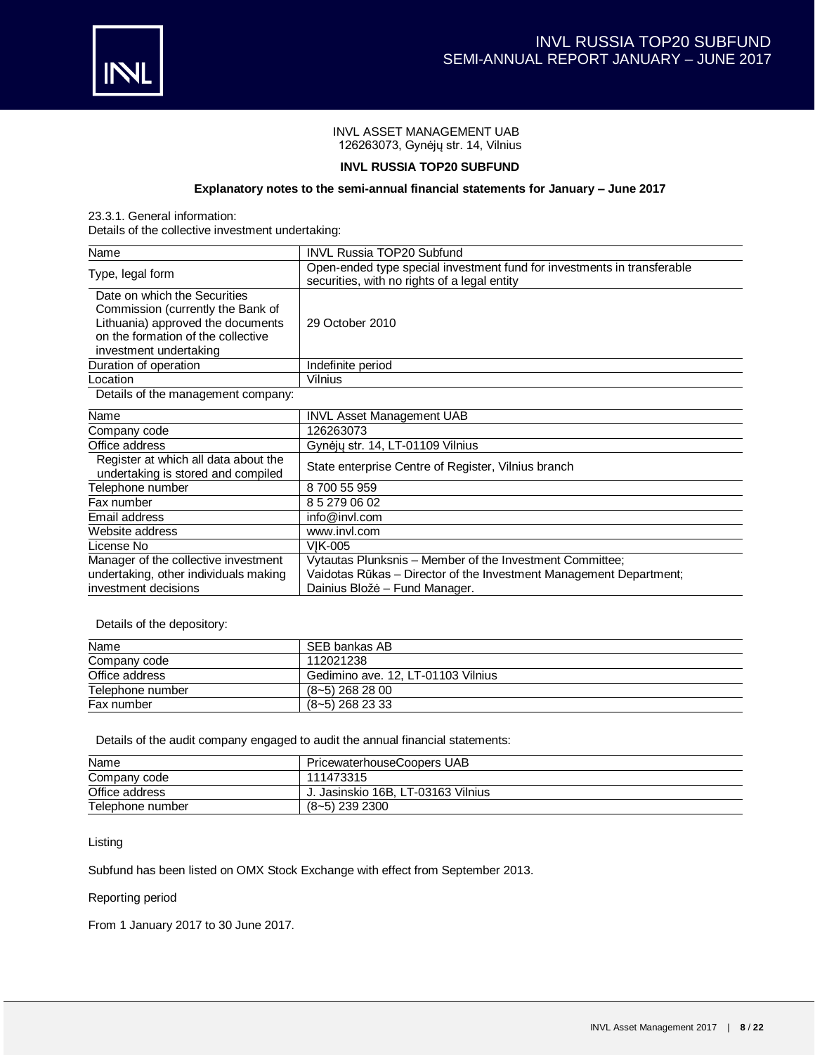INVL ASSET MANAGEMENT UAB
126263073, Gynėjų str. 14, Vilnius

**INVL RUSSIA TOP20 SUBFUND**

**Explanatory notes to the semi-annual financial statements for January – June 2017**

23.3.1. General information:

Details of the collective investment undertaking:

| Name | INVL Russia TOP20 Subfund |
|---|---|
| Type, legal form | Open-ended type special investment fund for investments in transferable securities, with no rights of a legal entity |
| Date on which the Securities Commission (currently the Bank of Lithuania) approved the documents on the formation of the collective investment undertaking | 29 October 2010 |
| Duration of operation | Indefinite period |
| Location | Vilnius |

Details of the management company:

| Name | INVL Asset Management UAB |
|---|---|
| Company code | 126263073 |
| Office address | Gynėjų str. 14, LT-01109 Vilnius |
| Register at which all data about the undertaking is stored and compiled | State enterprise Centre of Register, Vilnius branch |
| Telephone number | 8 700 55 959 |
| Fax number | 8 5 279 06 02 |
| Email address | info@invl.com |
| Website address | www.invl.com |
| License No | VĮK-005 |
| Manager of the collective investment undertaking, other individuals making investment decisions | Vytautas Plunksnis – Member of the Investment Committee; Vaidotas Rūkas – Director of the Investment Management Department; Dainius Bložė – Fund Manager. |

Details of the depository:

| Name | SEB bankas AB |
|---|---|
| Company code | 112021238 |
| Office address | Gedimino ave. 12, LT-01103 Vilnius |
| Telephone number | (8~5) 268 28 00 |
| Fax number | (8~5) 268 23 33 |

Details of the audit company engaged to audit the annual financial statements:

| Name | PricewaterhouseCoopers UAB |
|---|---|
| Company code | 111473315 |
| Office address | J. Jasinskio 16B, LT-03163 Vilnius |
| Telephone number | (8~5) 239 2300 |

Listing

Subfund has been listed on OMX Stock Exchange with effect from September 2013.

Reporting period

From 1 January 2017 to 30 June 2017.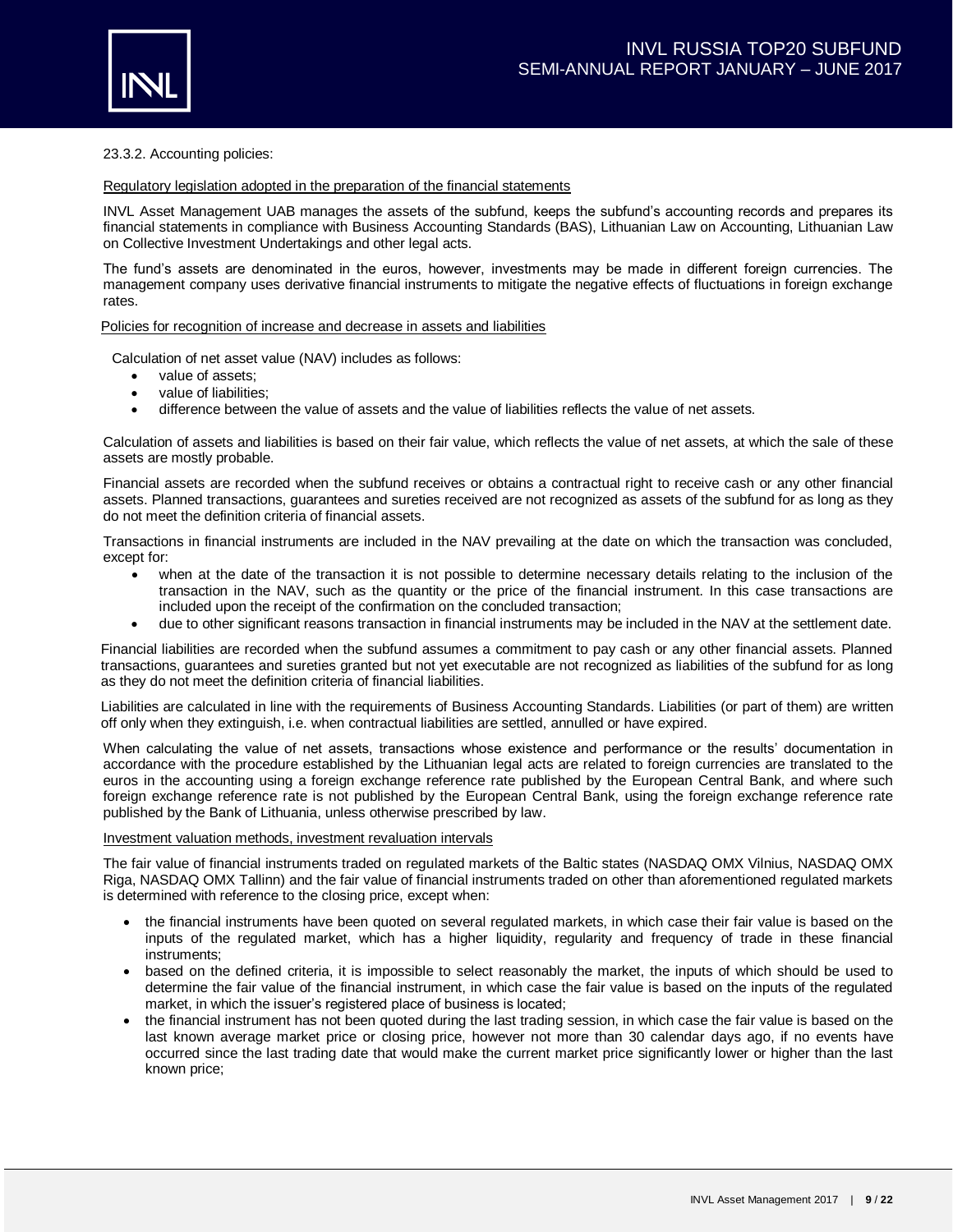23.3.2. Accounting policies:

Regulatory legislation adopted in the preparation of the financial statements

INVL Asset Management UAB manages the assets of the subfund, keeps the subfund's accounting records and prepares its financial statements in compliance with Business Accounting Standards (BAS), Lithuanian Law on Accounting, Lithuanian Law on Collective Investment Undertakings and other legal acts.

The fund's assets are denominated in the euros, however, investments may be made in different foreign currencies. The management company uses derivative financial instruments to mitigate the negative effects of fluctuations in foreign exchange rates.

Policies for recognition of increase and decrease in assets and liabilities

Calculation of net asset value (NAV) includes as follows:

- value of assets;
- value of liabilities;
- difference between the value of assets and the value of liabilities reflects the value of net assets.

Calculation of assets and liabilities is based on their fair value, which reflects the value of net assets, at which the sale of these assets are mostly probable.

Financial assets are recorded when the subfund receives or obtains a contractual right to receive cash or any other financial assets. Planned transactions, guarantees and sureties received are not recognized as assets of the subfund for as long as they do not meet the definition criteria of financial assets.

Transactions in financial instruments are included in the NAV prevailing at the date on which the transaction was concluded, except for:

- when at the date of the transaction it is not possible to determine necessary details relating to the inclusion of the transaction in the NAV, such as the quantity or the price of the financial instrument. In this case transactions are included upon the receipt of the confirmation on the concluded transaction;
- due to other significant reasons transaction in financial instruments may be included in the NAV at the settlement date.

Financial liabilities are recorded when the subfund assumes a commitment to pay cash or any other financial assets. Planned transactions, guarantees and sureties granted but not yet executable are not recognized as liabilities of the subfund for as long as they do not meet the definition criteria of financial liabilities.

Liabilities are calculated in line with the requirements of Business Accounting Standards. Liabilities (or part of them) are written off only when they extinguish, i.e. when contractual liabilities are settled, annulled or have expired.

When calculating the value of net assets, transactions whose existence and performance or the results' documentation in accordance with the procedure established by the Lithuanian legal acts are related to foreign currencies are translated to the euros in the accounting using a foreign exchange reference rate published by the European Central Bank, and where such foreign exchange reference rate is not published by the European Central Bank, using the foreign exchange reference rate published by the Bank of Lithuania, unless otherwise prescribed by law.

Investment valuation methods, investment revaluation intervals

The fair value of financial instruments traded on regulated markets of the Baltic states (NASDAQ OMX Vilnius, NASDAQ OMX Riga, NASDAQ OMX Tallinn) and the fair value of financial instruments traded on other than aforementioned regulated markets is determined with reference to the closing price, except when:

- the financial instruments have been quoted on several regulated markets, in which case their fair value is based on the inputs of the regulated market, which has a higher liquidity, regularity and frequency of trade in these financial instruments;
- based on the defined criteria, it is impossible to select reasonably the market, the inputs of which should be used to determine the fair value of the financial instrument, in which case the fair value is based on the inputs of the regulated market, in which the issuer's registered place of business is located;
- the financial instrument has not been quoted during the last trading session, in which case the fair value is based on the last known average market price or closing price, however not more than 30 calendar days ago, if no events have occurred since the last trading date that would make the current market price significantly lower or higher than the last known price;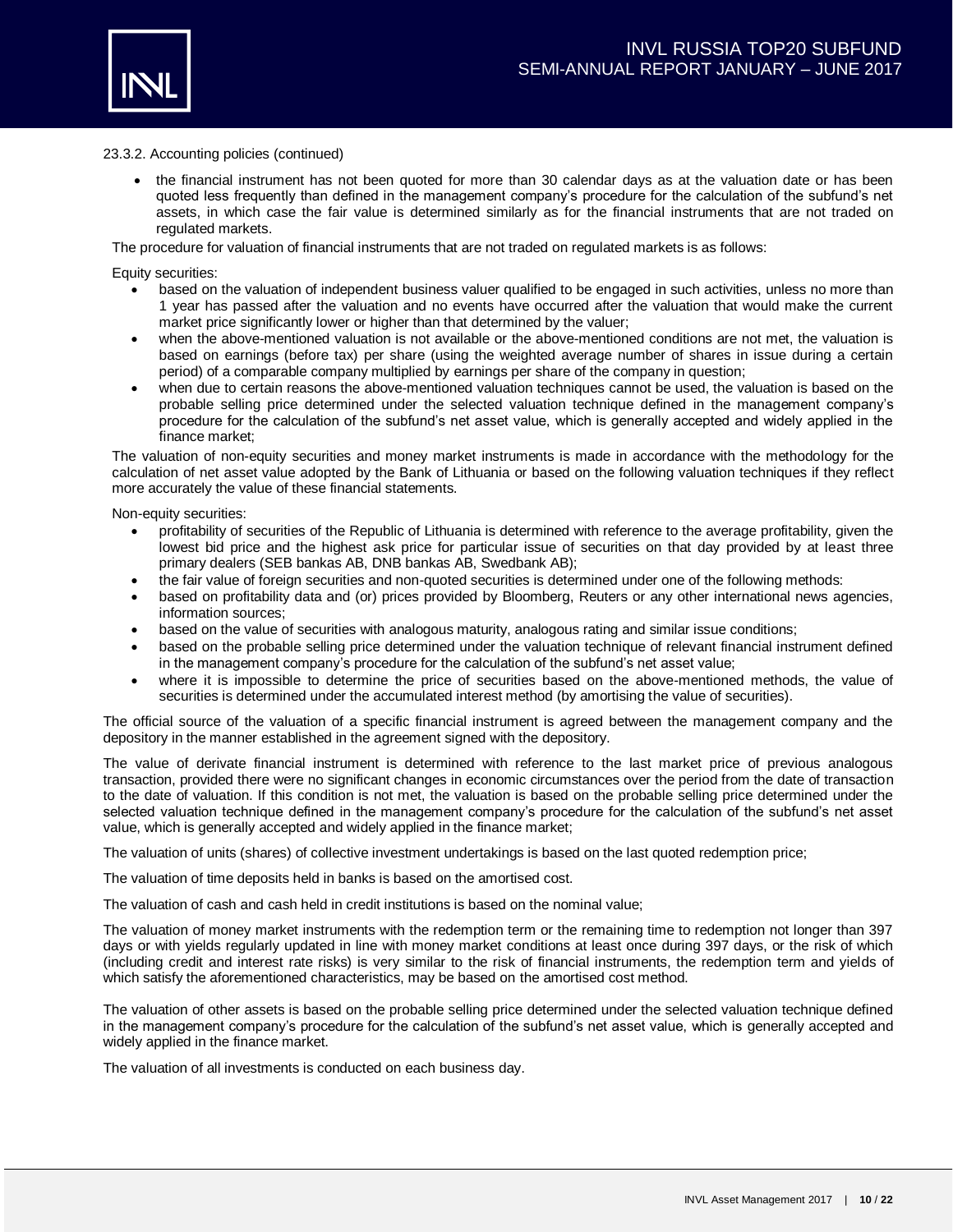23.3.2. Accounting policies (continued)

- the financial instrument has not been quoted for more than 30 calendar days as at the valuation date or has been quoted less frequently than defined in the management company's procedure for the calculation of the subfund's net assets, in which case the fair value is determined similarly as for the financial instruments that are not traded on regulated markets.

The procedure for valuation of financial instruments that are not traded on regulated markets is as follows:

Equity securities:

- based on the valuation of independent business valuer qualified to be engaged in such activities, unless no more than 1 year has passed after the valuation and no events have occurred after the valuation that would make the current market price significantly lower or higher than that determined by the valuer;
- when the above-mentioned valuation is not available or the above-mentioned conditions are not met, the valuation is based on earnings (before tax) per share (using the weighted average number of shares in issue during a certain period) of a comparable company multiplied by earnings per share of the company in question;
- when due to certain reasons the above-mentioned valuation techniques cannot be used, the valuation is based on the probable selling price determined under the selected valuation technique defined in the management company's procedure for the calculation of the subfund's net asset value, which is generally accepted and widely applied in the finance market;

The valuation of non-equity securities and money market instruments is made in accordance with the methodology for the calculation of net asset value adopted by the Bank of Lithuania or based on the following valuation techniques if they reflect more accurately the value of these financial statements.

Non-equity securities:

- profitability of securities of the Republic of Lithuania is determined with reference to the average profitability, given the lowest bid price and the highest ask price for particular issue of securities on that day provided by at least three primary dealers (SEB bankas AB, DNB bankas AB, Swedbank AB);
- the fair value of foreign securities and non-quoted securities is determined under one of the following methods:
- based on profitability data and (or) prices provided by Bloomberg, Reuters or any other international news agencies, information sources;
- based on the value of securities with analogous maturity, analogous rating and similar issue conditions;
- based on the probable selling price determined under the valuation technique of relevant financial instrument defined in the management company's procedure for the calculation of the subfund's net asset value;
- where it is impossible to determine the price of securities based on the above-mentioned methods, the value of securities is determined under the accumulated interest method (by amortising the value of securities).

The official source of the valuation of a specific financial instrument is agreed between the management company and the depository in the manner established in the agreement signed with the depository.

The value of derivate financial instrument is determined with reference to the last market price of previous analogous transaction, provided there were no significant changes in economic circumstances over the period from the date of transaction to the date of valuation. If this condition is not met, the valuation is based on the probable selling price determined under the selected valuation technique defined in the management company's procedure for the calculation of the subfund's net asset value, which is generally accepted and widely applied in the finance market;

The valuation of units (shares) of collective investment undertakings is based on the last quoted redemption price;

The valuation of time deposits held in banks is based on the amortised cost.

The valuation of cash and cash held in credit institutions is based on the nominal value;

The valuation of money market instruments with the redemption term or the remaining time to redemption not longer than 397 days or with yields regularly updated in line with money market conditions at least once during 397 days, or the risk of which (including credit and interest rate risks) is very similar to the risk of financial instruments, the redemption term and yields of which satisfy the aforementioned characteristics, may be based on the amortised cost method.

The valuation of other assets is based on the probable selling price determined under the selected valuation technique defined in the management company's procedure for the calculation of the subfund's net asset value, which is generally accepted and widely applied in the finance market.

The valuation of all investments is conducted on each business day.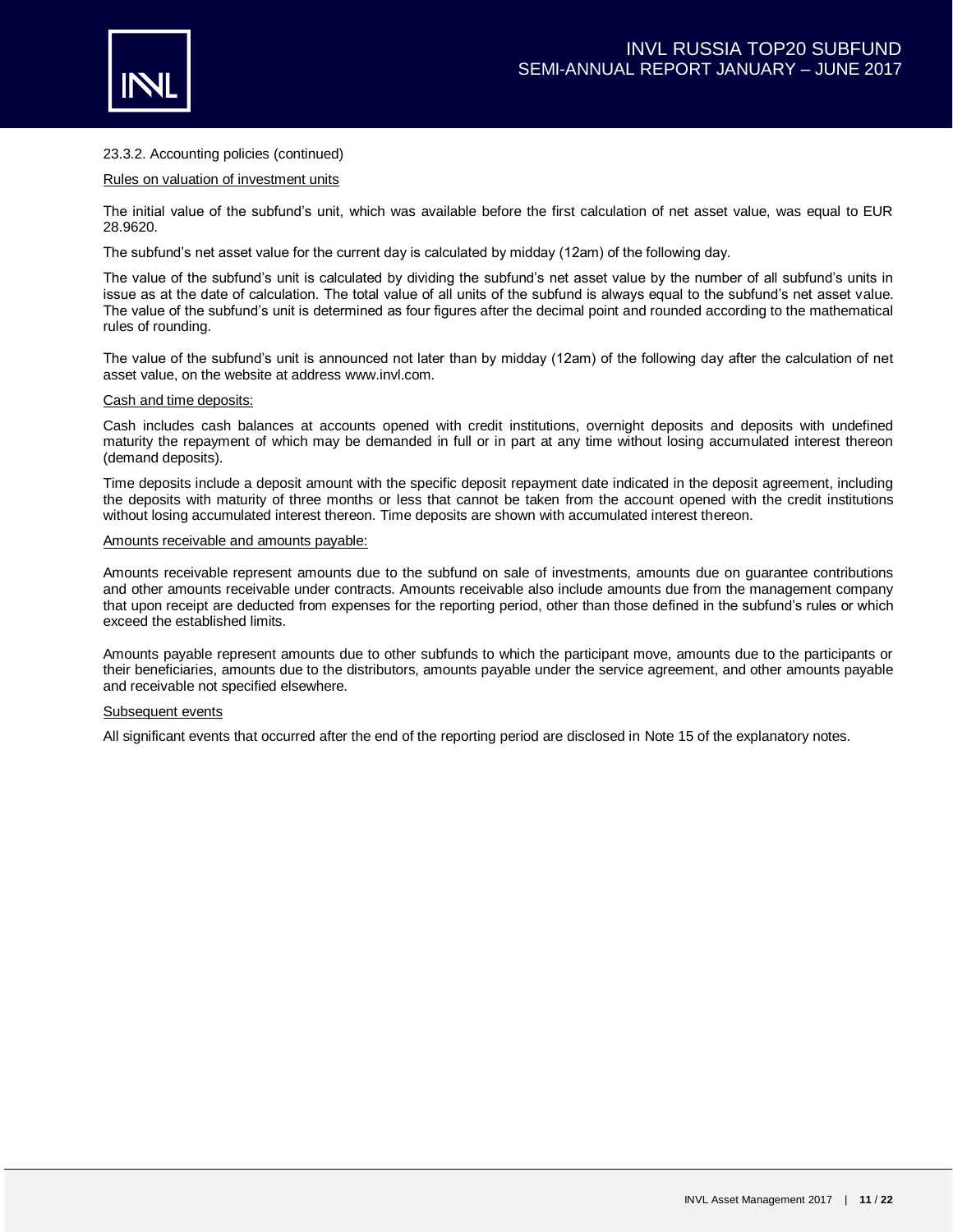23.3.2. Accounting policies (continued)

Rules on valuation of investment units

The initial value of the subfund's unit, which was available before the first calculation of net asset value, was equal to EUR 28.9620.

The subfund's net asset value for the current day is calculated by midday (12am) of the following day.

The value of the subfund's unit is calculated by dividing the subfund's net asset value by the number of all subfund's units in issue as at the date of calculation. The total value of all units of the subfund is always equal to the subfund's net asset value. The value of the subfund's unit is determined as four figures after the decimal point and rounded according to the mathematical rules of rounding.

The value of the subfund's unit is announced not later than by midday (12am) of the following day after the calculation of net asset value, on the website at address www.invl.com.

Cash and time deposits:

Cash includes cash balances at accounts opened with credit institutions, overnight deposits and deposits with undefined maturity the repayment of which may be demanded in full or in part at any time without losing accumulated interest thereon (demand deposits).

Time deposits include a deposit amount with the specific deposit repayment date indicated in the deposit agreement, including the deposits with maturity of three months or less that cannot be taken from the account opened with the credit institutions without losing accumulated interest thereon. Time deposits are shown with accumulated interest thereon.

Amounts receivable and amounts payable:

Amounts receivable represent amounts due to the subfund on sale of investments, amounts due on guarantee contributions and other amounts receivable under contracts. Amounts receivable also include amounts due from the management company that upon receipt are deducted from expenses for the reporting period, other than those defined in the subfund's rules or which exceed the established limits.

Amounts payable represent amounts due to other subfunds to which the participant move, amounts due to the participants or their beneficiaries, amounts due to the distributors, amounts payable under the service agreement, and other amounts payable and receivable not specified elsewhere.

Subsequent events

All significant events that occurred after the end of the reporting period are disclosed in Note 15 of the explanatory notes.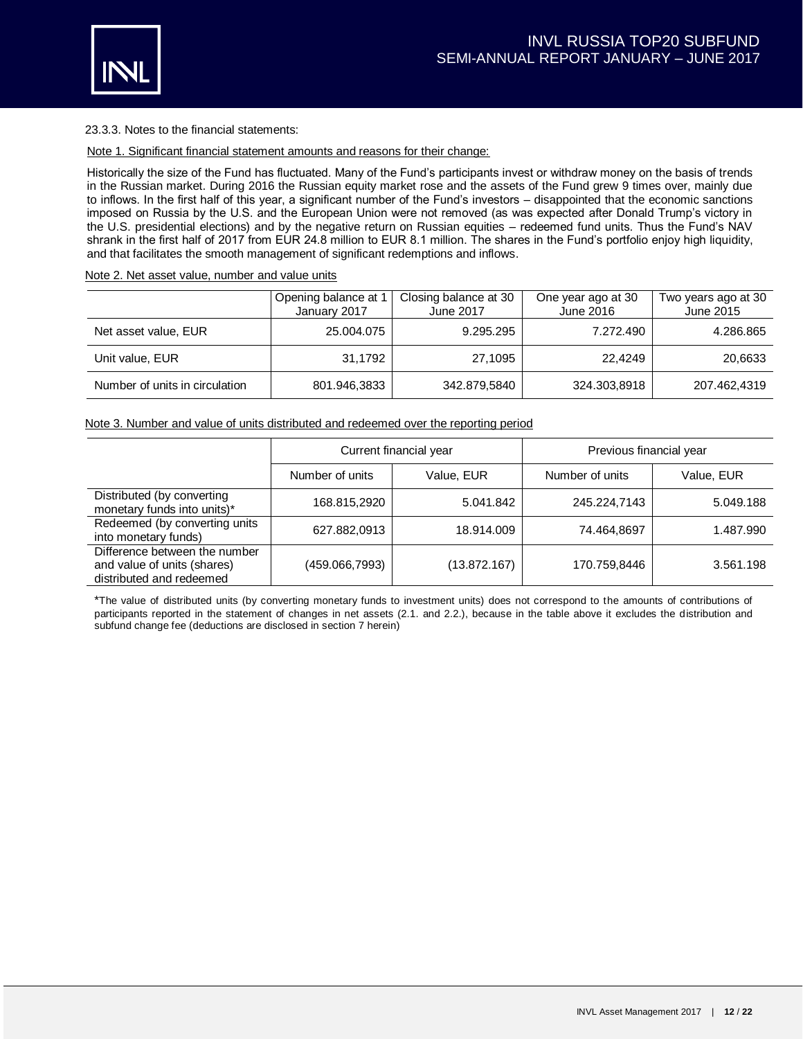23.3.3. Notes to the financial statements:

Note 1. Significant financial statement amounts and reasons for their change:

Historically the size of the Fund has fluctuated. Many of the Fund's participants invest or withdraw money on the basis of trends in the Russian market. During 2016 the Russian equity market rose and the assets of the Fund grew 9 times over, mainly due to inflows. In the first half of this year, a significant number of the Fund's investors – disappointed that the economic sanctions imposed on Russia by the U.S. and the European Union were not removed (as was expected after Donald Trump's victory in the U.S. presidential elections) and by the negative return on Russian equities – redeemed fund units. Thus the Fund's NAV shrank in the first half of 2017 from EUR 24.8 million to EUR 8.1 million. The shares in the Fund's portfolio enjoy high liquidity, and that facilitates the smooth management of significant redemptions and inflows.

Note 2. Net asset value, number and value units

| | Opening balance at 1 January 2017 | Closing balance at 30 June 2017 | One year ago at 30 June 2016 | Two years ago at 30 June 2015 |
|---|---|---|---|---|
| Net asset value, EUR | 25.004.075 | 9.295.295 | 7.272.490 | 4.286.865 |
| Unit value, EUR | 31,1792 | 27,1095 | 22,4249 | 20,6633 |
| Number of units in circulation | 801.946,3833 | 342.879,5840 | 324.303,8918 | 207.462,4319 |

Note 3. Number and value of units distributed and redeemed over the reporting period

| | Current financial year | | Previous financial year | |
|---|---|---|---|---|
| | Number of units | Value, EUR | Number of units | Value, EUR |
| Distributed (by converting monetary funds into units)* | 168.815,2920 | 5.041.842 | 245.224,7143 | 5.049.188 |
| Redeemed (by converting units into monetary funds) | 627.882,0913 | 18.914.009 | 74.464,8697 | 1.487.990 |
| Difference between the number and value of units (shares) distributed and redeemed | (459.066,7993) | (13.872.167) | 170.759,8446 | 3.561.198 |

*The value of distributed units (by converting monetary funds to investment units) does not correspond to the amounts of contributions of participants reported in the statement of changes in net assets (2.1. and 2.2.), because in the table above it excludes the distribution and subfund change fee (deductions are disclosed in section 7 herein)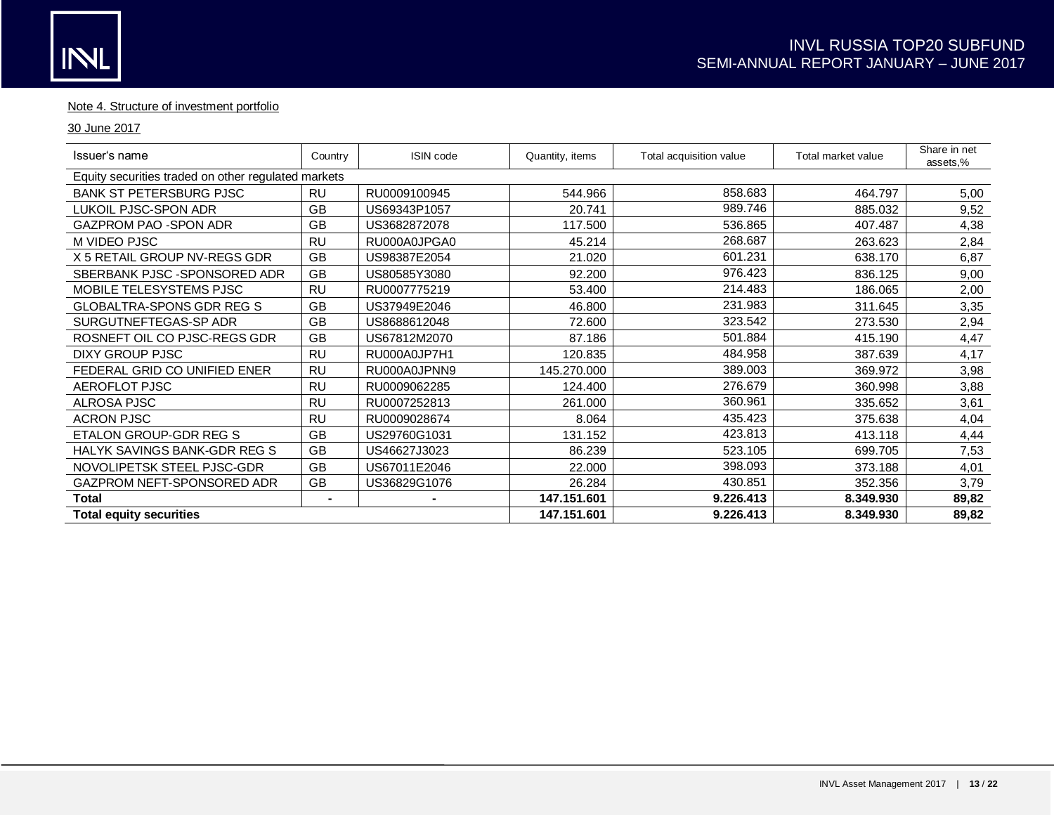Note 4. Structure of investment portfolio

30 June 2017

| Issuer's name | Country | ISIN code | Quantity, items | Total acquisition value | Total market value | Share in net assets,% |
|---|---|---|---|---|---|---|
| Equity securities traded on other regulated markets | | | | | | |
| BANK ST PETERSBURG PJSC | RU | RU0009100945 | 544.966 | 858.683 | 464.797 | 5,00 |
| LUKOIL PJSC-SPON ADR | GB | US69343P1057 | 20.741 | 989.746 | 885.032 | 9,52 |
| GAZPROM PAO -SPON ADR | GB | US3682872078 | 117.500 | 536.865 | 407.487 | 4,38 |
| M VIDEO PJSC | RU | RU000A0JPGA0 | 45.214 | 268.687 | 263.623 | 2,84 |
| X 5 RETAIL GROUP NV-REGS GDR | GB | US98387E2054 | 21.020 | 601.231 | 638.170 | 6,87 |
| SBERBANK PJSC -SPONSORED ADR | GB | US80585Y3080 | 92.200 | 976.423 | 836.125 | 9,00 |
| MOBILE TELESYSTEMS PJSC | RU | RU0007775219 | 53.400 | 214.483 | 186.065 | 2,00 |
| GLOBALTRA-SPONS GDR REG S | GB | US37949E2046 | 46.800 | 231.983 | 311.645 | 3,35 |
| SURGUTNEFTEGAS-SP ADR | GB | US8688612048 | 72.600 | 323.542 | 273.530 | 2,94 |
| ROSNEFT OIL CO PJSC-REGS GDR | GB | US67812M2070 | 87.186 | 501.884 | 415.190 | 4,47 |
| DIXY GROUP PJSC | RU | RU000A0JP7H1 | 120.835 | 484.958 | 387.639 | 4,17 |
| FEDERAL GRID CO UNIFIED ENER | RU | RU000A0JPNN9 | 145.270.000 | 389.003 | 369.972 | 3,98 |
| AEROFLOT PJSC | RU | RU0009062285 | 124.400 | 276.679 | 360.998 | 3,88 |
| ALROSA PJSC | RU | RU0007252813 | 261.000 | 360.961 | 335.652 | 3,61 |
| ACRON PJSC | RU | RU0009028674 | 8.064 | 435.423 | 375.638 | 4,04 |
| ETALON GROUP-GDR REG S | GB | US29760G1031 | 131.152 | 423.813 | 413.118 | 4,44 |
| HALYK SAVINGS BANK-GDR REG S | GB | US46627J3023 | 86.239 | 523.105 | 699.705 | 7,53 |
| NOVOLIPETSK STEEL PJSC-GDR | GB | US67011E2046 | 22.000 | 398.093 | 373.188 | 4,01 |
| GAZPROM NEFT-SPONSORED ADR | GB | US36829G1076 | 26.284 | 430.851 | 352.356 | 3,79 |
| **Total** | **-** | **-** | **147.151.601** | **9.226.413** | **8.349.930** | **89,82** |
| **Total equity securities** | | | **147.151.601** | **9.226.413** | **8.349.930** | **89,82** |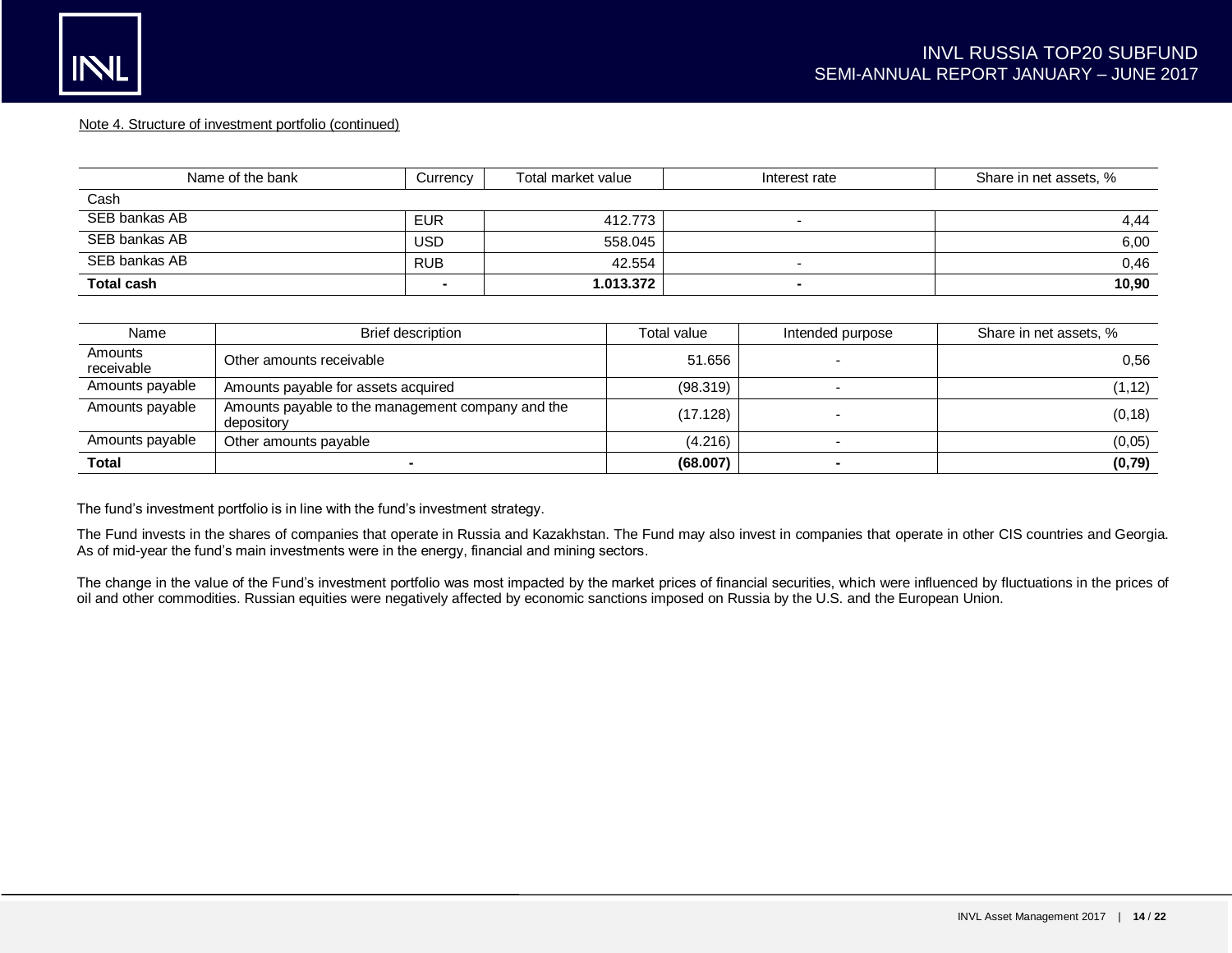Note 4. Structure of investment portfolio (continued)

| Name of the bank | Currency | Total market value | Interest rate | Share in net assets, % |
|---|---|---|---|---|
| Cash | | | | |
| SEB bankas AB | EUR | 412.773 | - | 4,44 |
| SEB bankas AB | USD | 558.045 | | 6,00 |
| SEB bankas AB | RUB | 42.554 | - | 0,46 |
| **Total cash** | **-** | **1.013.372** | **-** | **10,90** |

| Name | Brief description | Total value | Intended purpose | Share in net assets, % |
|---|---|---|---|---|
| Amounts receivable | Other amounts receivable | 51.656 | - | 0,56 |
| Amounts payable | Amounts payable for assets acquired | (98.319) | - | (1,12) |
| Amounts payable | Amounts payable to the management company and the depository | (17.128) | - | (0,18) |
| Amounts payable | Other amounts payable | (4.216) | - | (0,05) |
| **Total** | **-** | **(68.007)** | **-** | **(0,79)** |

The fund's investment portfolio is in line with the fund's investment strategy.

The Fund invests in the shares of companies that operate in Russia and Kazakhstan. The Fund may also invest in companies that operate in other CIS countries and Georgia. As of mid-year the fund's main investments were in the energy, financial and mining sectors.

The change in the value of the Fund's investment portfolio was most impacted by the market prices of financial securities, which were influenced by fluctuations in the prices of oil and other commodities. Russian equities were negatively affected by economic sanctions imposed on Russia by the U.S. and the European Union.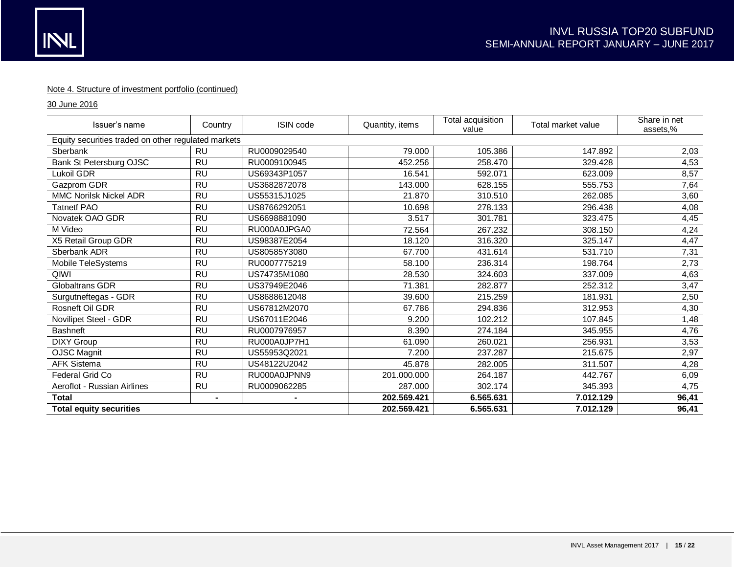Note 4. Structure of investment portfolio (continued)

30 June 2016

| Issuer's name | Country | ISIN code | Quantity, items | Total acquisition value | Total market value | Share in net assets,% |
|---|---|---|---|---|---|---|
| Equity securities traded on other regulated markets | | | | | | |
| Sberbank | RU | RU0009029540 | 79.000 | 105.386 | 147.892 | 2,03 |
| Bank St Petersburg OJSC | RU | RU0009100945 | 452.256 | 258.470 | 329.428 | 4,53 |
| Lukoil GDR | RU | US69343P1057 | 16.541 | 592.071 | 623.009 | 8,57 |
| Gazprom GDR | RU | US3682872078 | 143.000 | 628.155 | 555.753 | 7,64 |
| MMC Norilsk Nickel ADR | RU | US55315J1025 | 21.870 | 310.510 | 262.085 | 3,60 |
| Tatnetf PAO | RU | US8766292051 | 10.698 | 278.133 | 296.438 | 4,08 |
| Novatek OAO GDR | RU | US6698881090 | 3.517 | 301.781 | 323.475 | 4,45 |
| M Video | RU | RU000A0JPGA0 | 72.564 | 267.232 | 308.150 | 4,24 |
| X5 Retail Group GDR | RU | US98387E2054 | 18.120 | 316.320 | 325.147 | 4,47 |
| Sberbank ADR | RU | US80585Y3080 | 67.700 | 431.614 | 531.710 | 7,31 |
| Mobile TeleSystems | RU | RU0007775219 | 58.100 | 236.314 | 198.764 | 2,73 |
| QIWI | RU | US74735M1080 | 28.530 | 324.603 | 337.009 | 4,63 |
| Globaltrans GDR | RU | US37949E2046 | 71.381 | 282.877 | 252.312 | 3,47 |
| Surgutneftegas - GDR | RU | US8688612048 | 39.600 | 215.259 | 181.931 | 2,50 |
| Rosneft Oil GDR | RU | US67812M2070 | 67.786 | 294.836 | 312.953 | 4,30 |
| Novilipet Steel - GDR | RU | US67011E2046 | 9.200 | 102.212 | 107.845 | 1,48 |
| Bashneft | RU | RU0007976957 | 8.390 | 274.184 | 345.955 | 4,76 |
| DIXY Group | RU | RU000A0JP7H1 | 61.090 | 260.021 | 256.931 | 3,53 |
| OJSC Magnit | RU | US55953Q2021 | 7.200 | 237.287 | 215.675 | 2,97 |
| AFK Sistema | RU | US48122U2042 | 45.878 | 282.005 | 311.507 | 4,28 |
| Federal Grid Co | RU | RU000A0JPNN9 | 201.000.000 | 264.187 | 442.767 | 6,09 |
| Aeroflot - Russian Airlines | RU | RU0009062285 | 287.000 | 302.174 | 345.393 | 4,75 |
| **Total** | **-** | **-** | **202.569.421** | **6.565.631** | **7.012.129** | **96,41** |
| **Total equity securities** | | | **202.569.421** | **6.565.631** | **7.012.129** | **96,41** |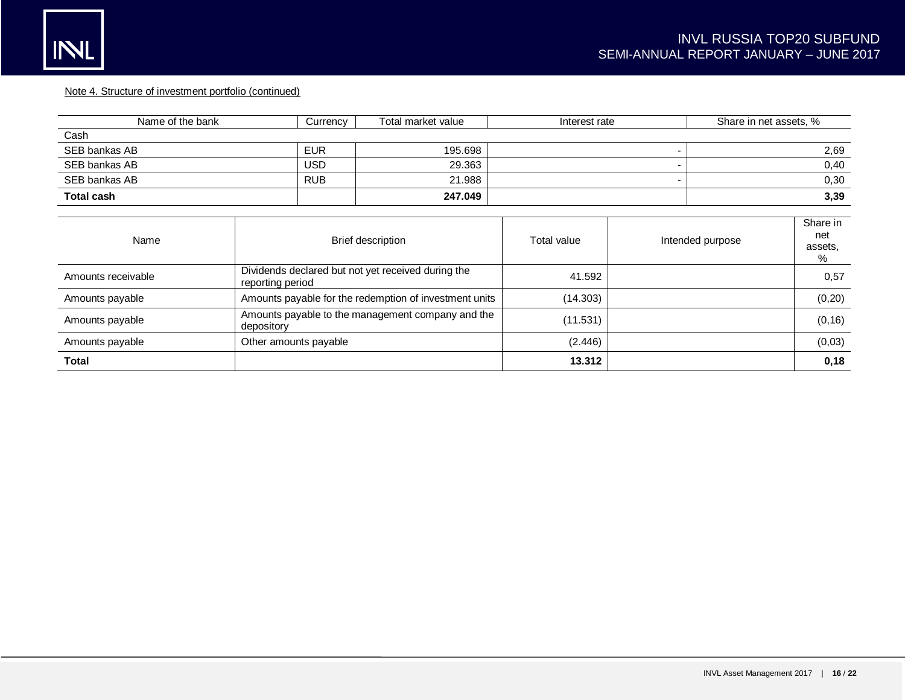Note 4. Structure of investment portfolio (continued)

| Name of the bank | Currency | Total market value | Interest rate | Share in net assets, % |
|---|---|---|---|---|
| Cash | | | | |
| SEB bankas AB | EUR | 195.698 | - | 2,69 |
| SEB bankas AB | USD | 29.363 | - | 0,40 |
| SEB bankas AB | RUB | 21.988 | - | 0,30 |
| **Total cash** | | **247.049** | | **3,39** |

| Name | Brief description | Total value | Intended purpose | Share in net assets, % |
|---|---|---|---|---|
| Amounts receivable | Dividends declared but not yet received during the reporting period | 41.592 | | 0,57 |
| Amounts payable | Amounts payable for the redemption of investment units | (14.303) | | (0,20) |
| Amounts payable | Amounts payable to the management company and the depository | (11.531) | | (0,16) |
| Amounts payable | Other amounts payable | (2.446) | | (0,03) |
| **Total** | | **13.312** | | **0,18** |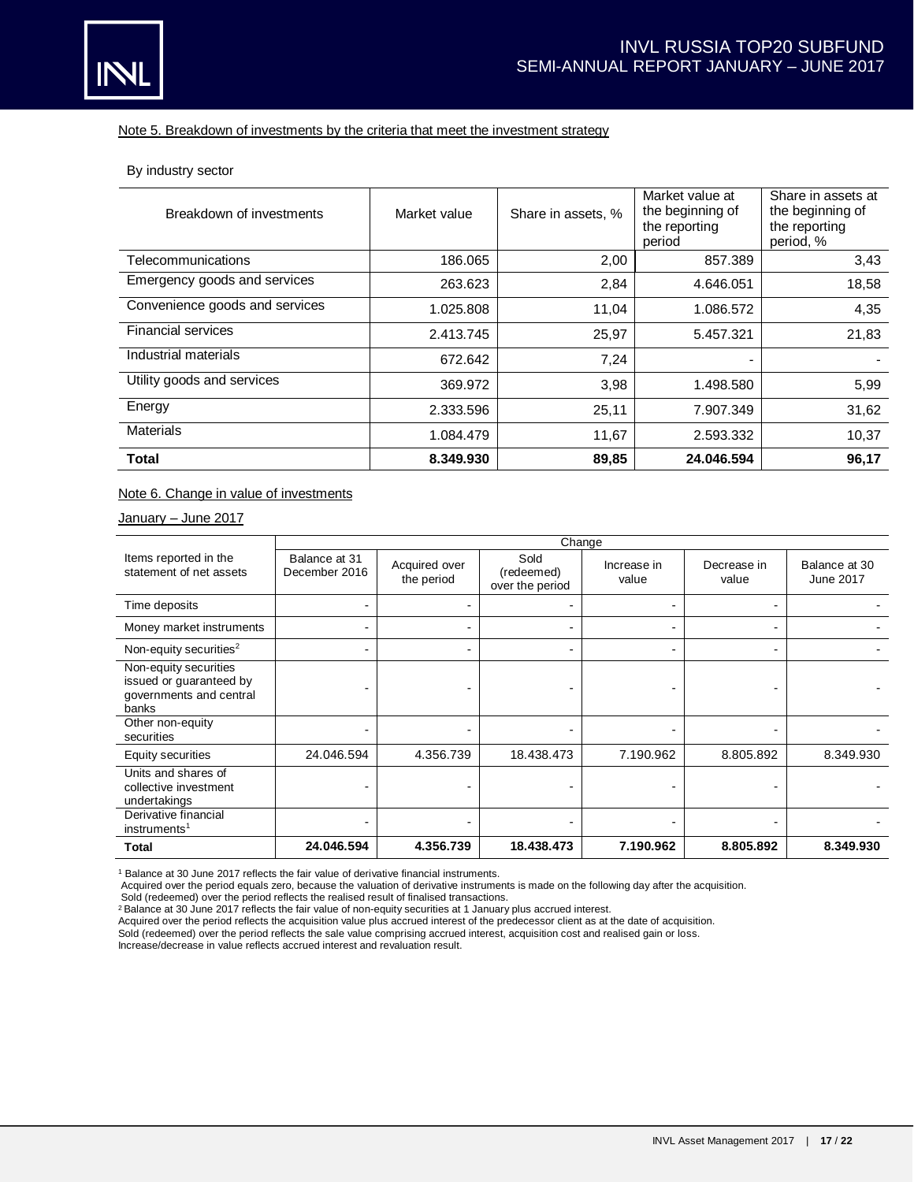Note 5. Breakdown of investments by the criteria that meet the investment strategy

By industry sector

| Breakdown of investments | Market value | Share in assets, % | Market value at the beginning of the reporting period | Share in assets at the beginning of the reporting period, % |
|---|---|---|---|---|
| Telecommunications | 186.065 | 2,00 | 857.389 | 3,43 |
| Emergency goods and services | 263.623 | 2,84 | 4.646.051 | 18,58 |
| Convenience goods and services | 1.025.808 | 11,04 | 1.086.572 | 4,35 |
| Financial services | 2.413.745 | 25,97 | 5.457.321 | 21,83 |
| Industrial materials | 672.642 | 7,24 | - | - |
| Utility goods and services | 369.972 | 3,98 | 1.498.580 | 5,99 |
| Energy | 2.333.596 | 25,11 | 7.907.349 | 31,62 |
| Materials | 1.084.479 | 11,67 | 2.593.332 | 10,37 |
| **Total** | **8.349.930** | **89,85** | **24.046.594** | **96,17** |

Note 6. Change in value of investments

January – June 2017

| Items reported in the statement of net assets | Change | | | | | |
|---|---|---|---|---|---|---|
| | Balance at 31 December 2016 | Acquired over the period | Sold (redeemed) over the period | Increase in value | Decrease in value | Balance at 30 June 2017 |
| Time deposits | - | - | - | - | - | - |
| Money market instruments | - | - | - | - | - | - |
| Non-equity securities[2] | - | - | - | - | - | - |
| Non-equity securities issued or guaranteed by governments and central banks | - | - | - | - | - | - |
| Other non-equity securities | - | - | - | - | - | - |
| Equity securities | 24.046.594 | 4.356.739 | 18.438.473 | 7.190.962 | 8.805.892 | 8.349.930 |
| Units and shares of collective investment undertakings | - | - | - | - | - | - |
| Derivative financial instruments[1] | - | - | - | - | - | - |
| **Total** | **24.046.594** | **4.356.739** | **18.438.473** | **7.190.962** | **8.805.892** | **8.349.930** |

[1] Balance at 30 June 2017 reflects the fair value of derivative financial instruments.
Acquired over the period equals zero, because the valuation of derivative instruments is made on the following day after the acquisition.
Sold (redeemed) over the period reflects the realised result of finalised transactions.
[2] Balance at 30 June 2017 reflects the fair value of non-equity securities at 1 January plus accrued interest.
Acquired over the period reflects the acquisition value plus accrued interest of the predecessor client as at the date of acquisition.
Sold (redeemed) over the period reflects the sale value comprising accrued interest, acquisition cost and realised gain or loss.
Increase/decrease in value reflects accrued interest and revaluation result.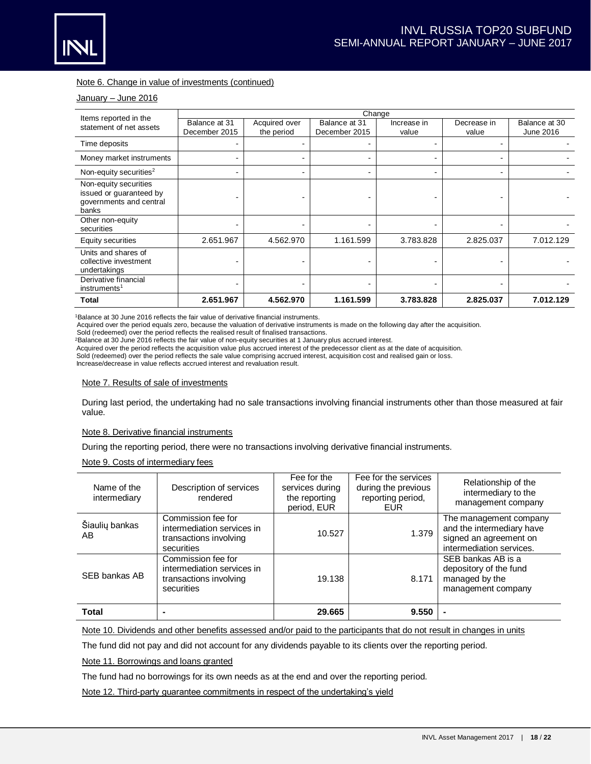Note 6. Change in value of investments (continued)

January – June 2016

| Items reported in the statement of net assets | Change | | | | | |
|---|---|---|---|---|---|---|
| | Balance at 31 December 2015 | Acquired over the period | Balance at 31 December 2015 | Increase in value | Decrease in value | Balance at 30 June 2016 |
| Time deposits | - | - | - | - | - | - |
| Money market instruments | - | - | - | - | - | - |
| Non-equity securities[2] | - | - | - | - | - | - |
| Non-equity securities issued or guaranteed by governments and central banks | - | - | - | - | - | - |
| Other non-equity securities | - | - | - | - | - | - |
| Equity securities | 2.651.967 | 4.562.970 | 1.161.599 | 3.783.828 | 2.825.037 | 7.012.129 |
| Units and shares of collective investment undertakings | - | - | - | - | - | - |
| Derivative financial instruments[1] | - | - | - | - | - | - |
| **Total** | **2.651.967** | **4.562.970** | **1.161.599** | **3.783.828** | **2.825.037** | **7.012.129** |

[1]Balance at 30 June 2016 reflects the fair value of derivative financial instruments.
Acquired over the period equals zero, because the valuation of derivative instruments is made on the following day after the acquisition.
Sold (redeemed) over the period reflects the realised result of finalised transactions.
[2]Balance at 30 June 2016 reflects the fair value of non-equity securities at 1 January plus accrued interest.
Acquired over the period reflects the acquisition value plus accrued interest of the predecessor client as at the date of acquisition.
Sold (redeemed) over the period reflects the sale value comprising accrued interest, acquisition cost and realised gain or loss.
Increase/decrease in value reflects accrued interest and revaluation result.

Note 7. Results of sale of investments

During last period, the undertaking had no sale transactions involving financial instruments other than those measured at fair value.

Note 8. Derivative financial instruments

During the reporting period, there were no transactions involving derivative financial instruments.

Note 9. Costs of intermediary fees

| Name of the intermediary | Description of services rendered | Fee for the services during the reporting period, EUR | Fee for the services during the previous reporting period, EUR | Relationship of the intermediary to the management company |
|---|---|---|---|---|
| Šiaulių bankas AB | Commission fee for intermediation services in transactions involving securities | 10.527 | 1.379 | The management company and the intermediary have signed an agreement on intermediation services. |
| SEB bankas AB | Commission fee for intermediation services in transactions involving securities | 19.138 | 8.171 | SEB bankas AB is a depository of the fund managed by the management company |
| **Total** | - | **29.665** | **9.550** | - |

Note 10. Dividends and other benefits assessed and/or paid to the participants that do not result in changes in units

The fund did not pay and did not account for any dividends payable to its clients over the reporting period.

Note 11. Borrowings and loans granted

The fund had no borrowings for its own needs as at the end and over the reporting period.

Note 12. Third-party guarantee commitments in respect of the undertaking's yield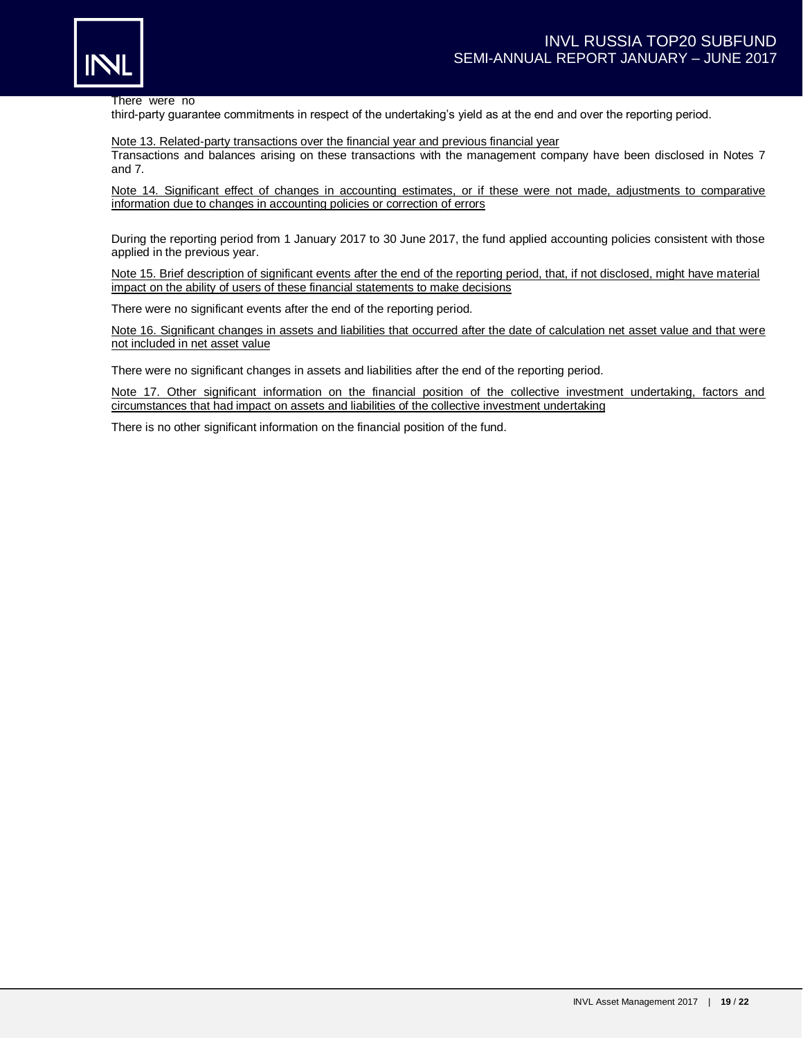There were no
third-party guarantee commitments in respect of the undertaking's yield as at the end and over the reporting period.

Note 13. Related-party transactions over the financial year and previous financial year

Transactions and balances arising on these transactions with the management company have been disclosed in Notes 7 and 7.

Note 14. Significant effect of changes in accounting estimates, or if these were not made, adjustments to comparative information due to changes in accounting policies or correction of errors

During the reporting period from 1 January 2017 to 30 June 2017, the fund applied accounting policies consistent with those applied in the previous year.

Note 15. Brief description of significant events after the end of the reporting period, that, if not disclosed, might have material impact on the ability of users of these financial statements to make decisions

There were no significant events after the end of the reporting period.

Note 16. Significant changes in assets and liabilities that occurred after the date of calculation net asset value and that were not included in net asset value

There were no significant changes in assets and liabilities after the end of the reporting period.

Note 17. Other significant information on the financial position of the collective investment undertaking, factors and circumstances that had impact on assets and liabilities of the collective investment undertaking

There is no other significant information on the financial position of the fund.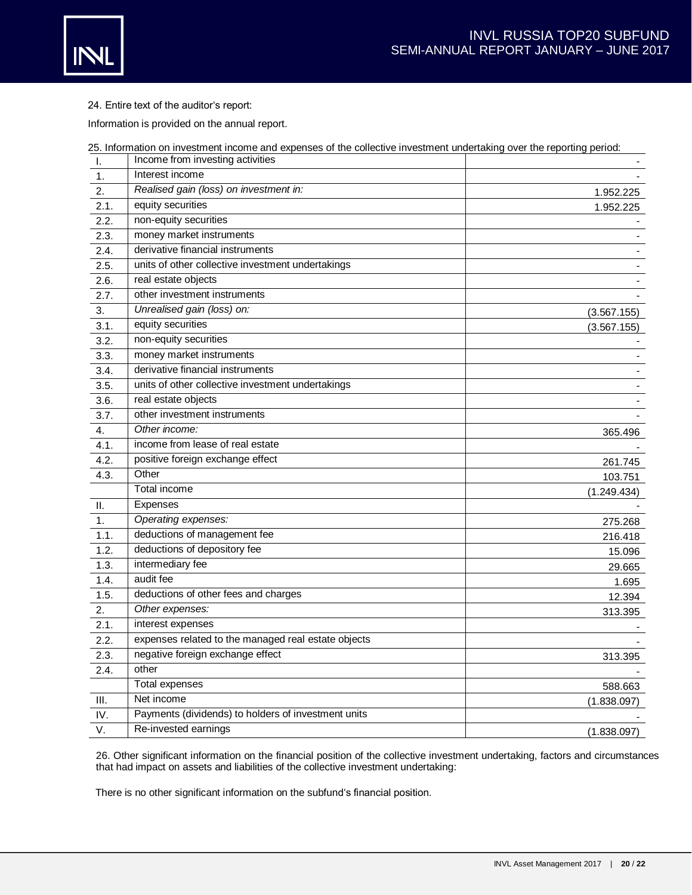24. Entire text of the auditor's report:

Information is provided on the annual report.

25. Information on investment income and expenses of the collective investment undertaking over the reporting period:

| | | |
|---|---|---|
| I. | Income from investing activities | - |
| 1. | Interest income | - |
| 2. | *Realised gain (loss) on investment in:* | 1.952.225 |
| 2.1. | equity securities | 1.952.225 |
| 2.2. | non-equity securities | - |
| 2.3. | money market instruments | - |
| 2.4. | derivative financial instruments | - |
| 2.5. | units of other collective investment undertakings | - |
| 2.6. | real estate objects | - |
| 2.7. | other investment instruments | - |
| 3. | *Unrealised gain (loss) on:* | (3.567.155) |
| 3.1. | equity securities | (3.567.155) |
| 3.2. | non-equity securities | - |
| 3.3. | money market instruments | - |
| 3.4. | derivative financial instruments | - |
| 3.5. | units of other collective investment undertakings | - |
| 3.6. | real estate objects | - |
| 3.7. | other investment instruments | - |
| 4. | *Other income:* | 365.496 |
| 4.1. | income from lease of real estate | - |
| 4.2. | positive foreign exchange effect | 261.745 |
| 4.3. | Other | 103.751 |
| | Total income | (1.249.434) |
| II. | Expenses | - |
| 1. | *Operating expenses:* | 275.268 |
| 1.1. | deductions of management fee | 216.418 |
| 1.2. | deductions of depository fee | 15.096 |
| 1.3. | intermediary fee | 29.665 |
| 1.4. | audit fee | 1.695 |
| 1.5. | deductions of other fees and charges | 12.394 |
| 2. | *Other expenses:* | 313.395 |
| 2.1. | interest expenses | - |
| 2.2. | expenses related to the managed real estate objects | - |
| 2.3. | negative foreign exchange effect | 313.395 |
| 2.4. | other | - |
| | Total expenses | 588.663 |
| III. | Net income | (1.838.097) |
| IV. | Payments (dividends) to holders of investment units | - |
| V. | Re-invested earnings | (1.838.097) |

26. Other significant information on the financial position of the collective investment undertaking, factors and circumstances that had impact on assets and liabilities of the collective investment undertaking:

There is no other significant information on the subfund's financial position.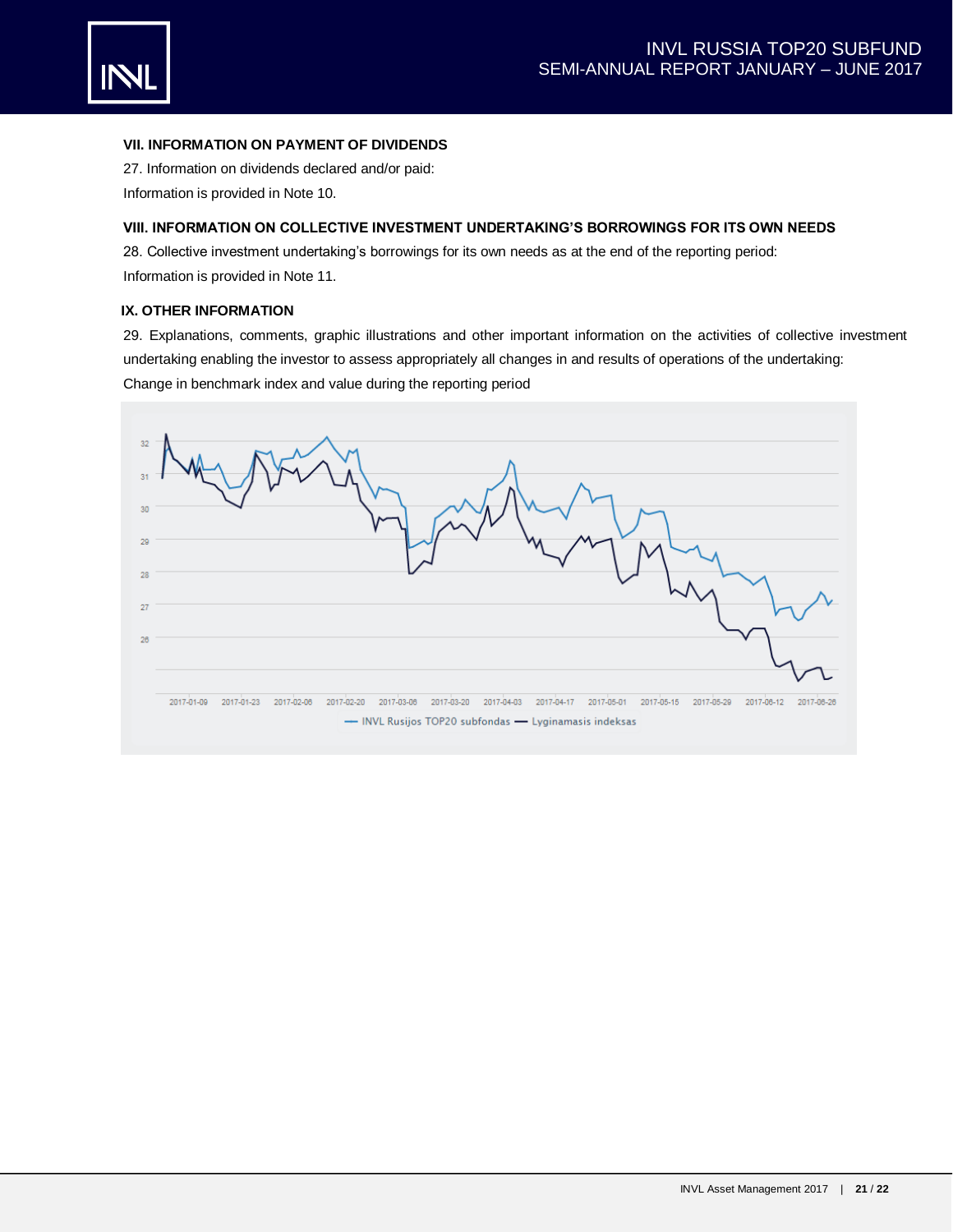## VII. INFORMATION ON PAYMENT OF DIVIDENDS

27. Information on dividends declared and/or paid:

Information is provided in Note 10.

## VIII. INFORMATION ON COLLECTIVE INVESTMENT UNDERTAKING'S BORROWINGS FOR ITS OWN NEEDS

28. Collective investment undertaking's borrowings for its own needs as at the end of the reporting period:

Information is provided in Note 11.

## IX. OTHER INFORMATION

29. Explanations, comments, graphic illustrations and other important information on the activities of collective investment undertaking enabling the investor to assess appropriately all changes in and results of operations of the undertaking:

Change in benchmark index and value during the reporting period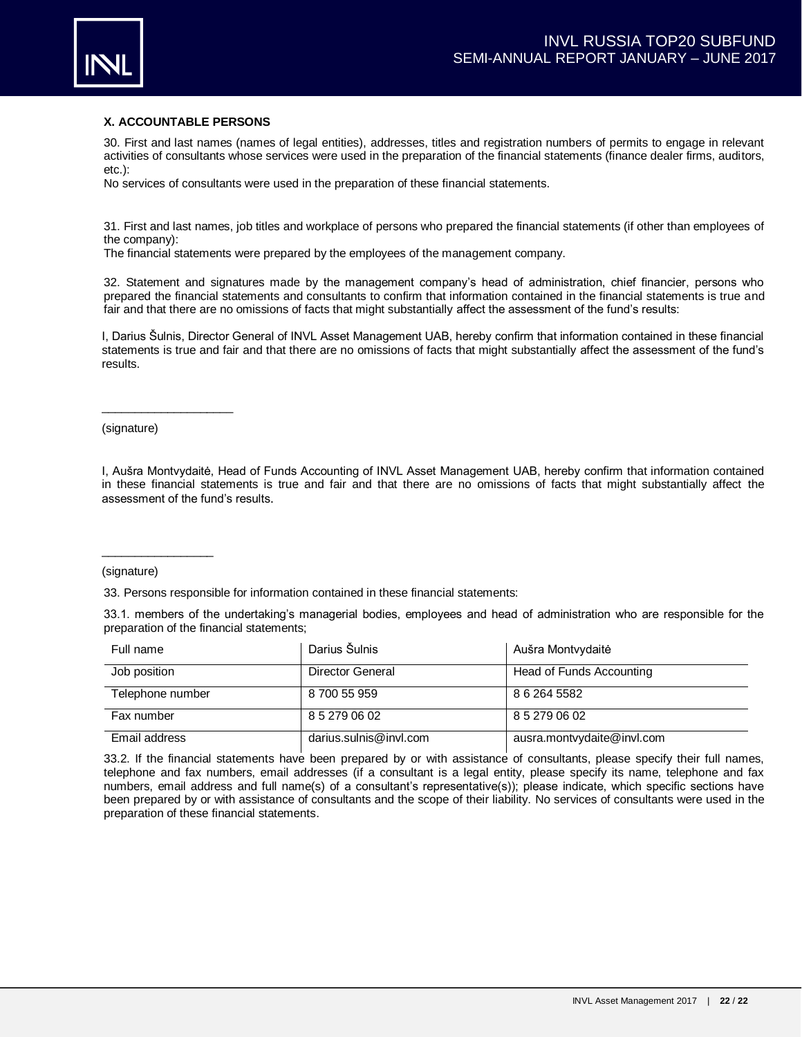### X. ACCOUNTABLE PERSONS

30. First and last names (names of legal entities), addresses, titles and registration numbers of permits to engage in relevant activities of consultants whose services were used in the preparation of the financial statements (finance dealer firms, auditors, etc.):
No services of consultants were used in the preparation of these financial statements.

31. First and last names, job titles and workplace of persons who prepared the financial statements (if other than employees of the company):
The financial statements were prepared by the employees of the management company.

32. Statement and signatures made by the management company's head of administration, chief financier, persons who prepared the financial statements and consultants to confirm that information contained in the financial statements is true and fair and that there are no omissions of facts that might substantially affect the assessment of the fund's results:

I, Darius Šulnis, Director General of INVL Asset Management UAB, hereby confirm that information contained in these financial statements is true and fair and that there are no omissions of facts that might substantially affect the assessment of the fund's results.

____________________

(signature)

I, Aušra Montvydaitė, Head of Funds Accounting of INVL Asset Management UAB, hereby confirm that information contained in these financial statements is true and fair and that there are no omissions of facts that might substantially affect the assessment of the fund's results.

_________________

(signature)

33. Persons responsible for information contained in these financial statements:

33.1. members of the undertaking's managerial bodies, employees and head of administration who are responsible for the preparation of the financial statements;

| Full name | Darius Šulnis | Aušra Montvydaitė |
|---|---|---|
| Job position | Director General | Head of Funds Accounting |
| Telephone number | 8 700 55 959 | 8 6 264 5582 |
| Fax number | 8 5 279 06 02 | 8 5 279 06 02 |
| Email address | darius.sulnis@invl.com | ausra.montvydaite@invl.com |

33.2. If the financial statements have been prepared by or with assistance of consultants, please specify their full names, telephone and fax numbers, email addresses (if a consultant is a legal entity, please specify its name, telephone and fax numbers, email address and full name(s) of a consultant's representative(s)); please indicate, which specific sections have been prepared by or with assistance of consultants and the scope of their liability. No services of consultants were used in the preparation of these financial statements.